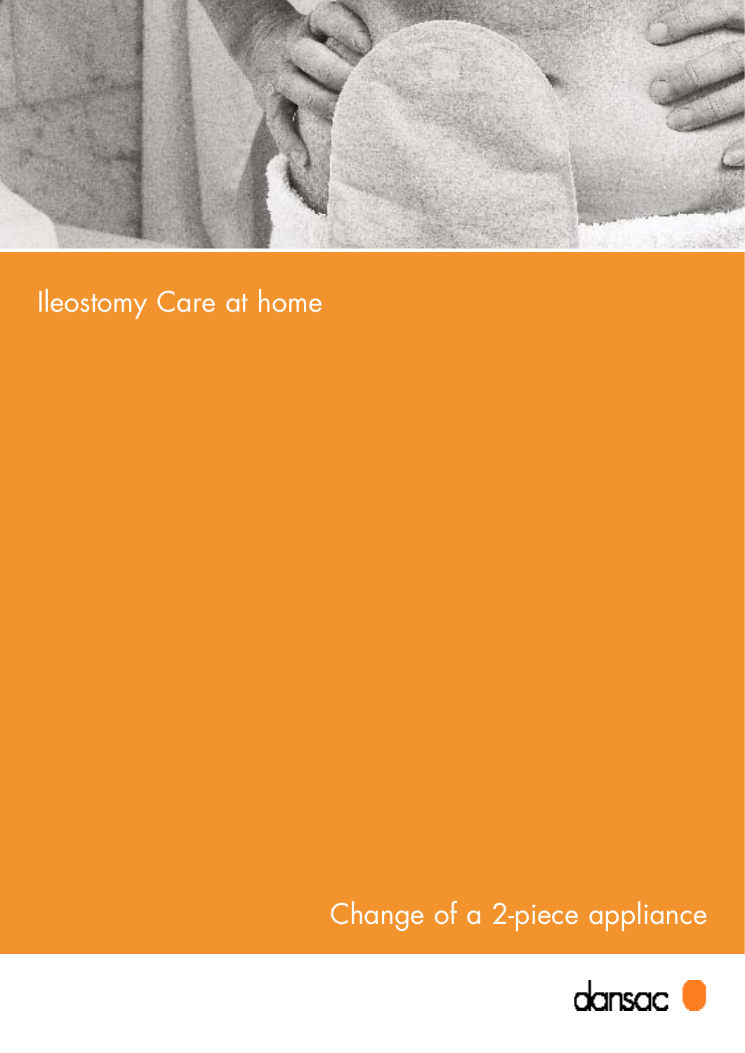# Ileostomy Care at home

## Change of a 2-piece appliance

dansac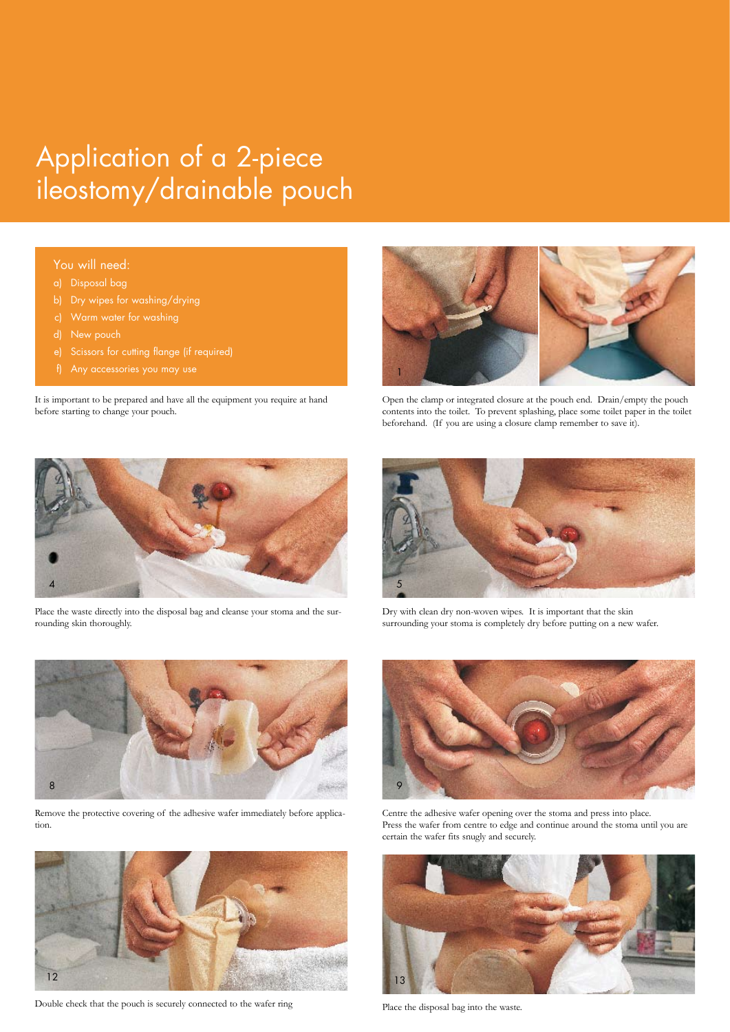# Application of a 2-piece ileostomy/drainable pouch

**You will need:**

- a) Disposal bag
- b) Dry wipes for washing/drying
- c) Warm water for washing
- d) New pouch
- e) Scissors for cutting flange (if required)
- f) Any accessories you may use

It is important to be prepared and have all the equipment you require at hand before starting to change your pouch.

1

Open the clamp or integrated closure at the pouch end. Drain/empty the pouch contents into the toilet. To prevent splashing, place some toilet paper in the toilet beforehand. (If you are using a closure clamp remember to save it).

4

Place the waste directly into the disposal bag and cleanse your stoma and the surrounding skin thoroughly.

5

Dry with clean dry non-woven wipes. It is important that the skin surrounding your stoma is completely dry before putting on a new wafer.

8

Remove the protective covering of the adhesive wafer immediately before application.

9

Centre the adhesive wafer opening over the stoma and press into place. Press the wafer from centre to edge and continue around the stoma until you are certain the wafer fits snugly and securely.

12

Double check that the pouch is securely connected to the wafer ring

13

Place the disposal bag into the waste.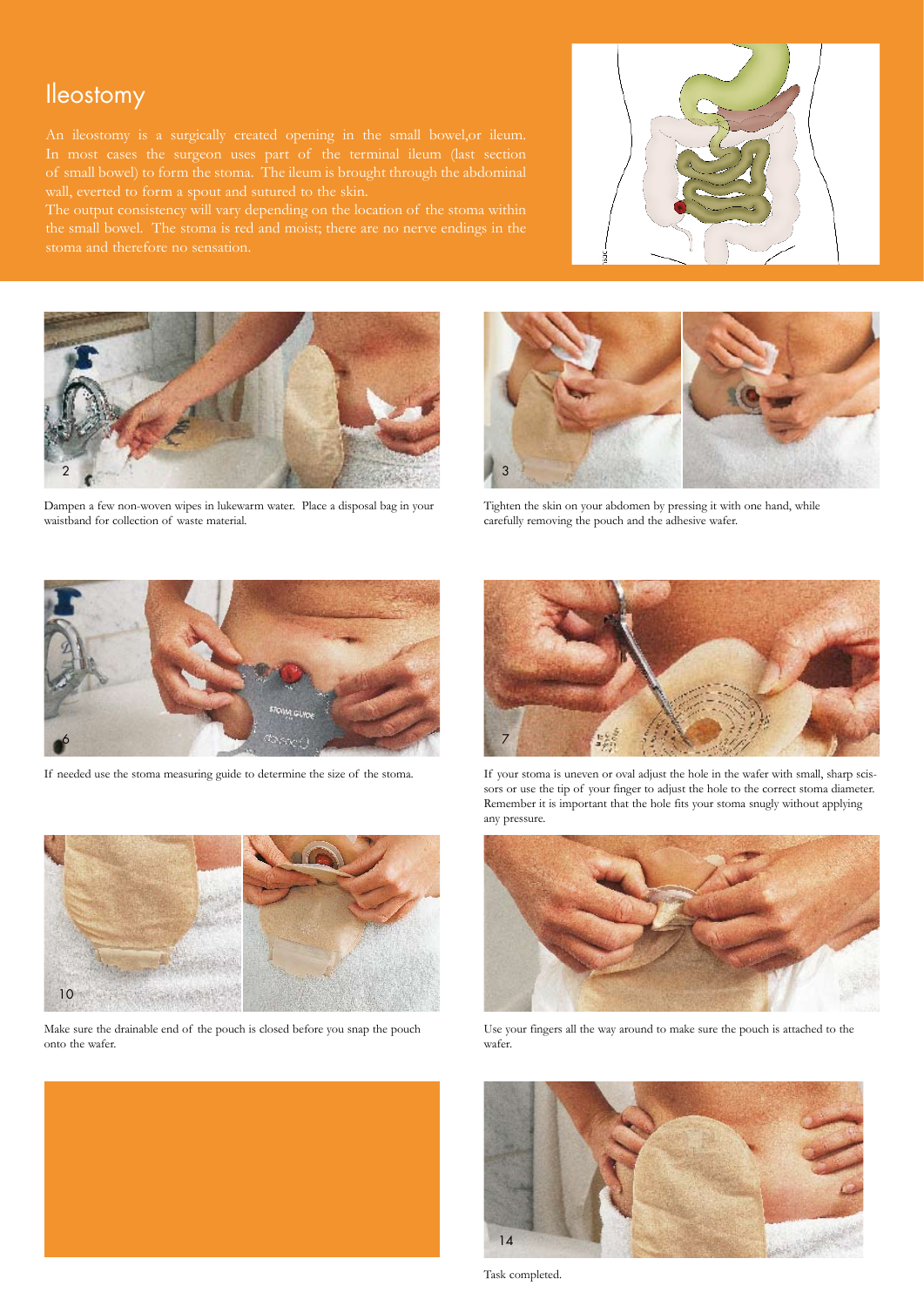# Ileostomy

An ileostomy is a surgically created opening in the small bowel,or ileum. In most cases the surgeon uses part of the terminal ileum (last section of small bowel) to form the stoma. The ileum is brought through the abdominal wall, everted to form a spout and sutured to the skin.
The output consistency will vary depending on the location of the stoma within the small bowel. The stoma is red and moist; there are no nerve endings in the stoma and therefore no sensation.

2

Dampen a few non-woven wipes in lukewarm water. Place a disposal bag in your waistband for collection of waste material.

3

Tighten the skin on your abdomen by pressing it with one hand, while carefully removing the pouch and the adhesive wafer.

6

If needed use the stoma measuring guide to determine the size of the stoma.

7

If your stoma is uneven or oval adjust the hole in the wafer with small, sharp scissors or use the tip of your finger to adjust the hole to the correct stoma diameter. Remember it is important that the hole fits your stoma snugly without applying any pressure.

10

Make sure the drainable end of the pouch is closed before you snap the pouch onto the wafer.

Use your fingers all the way around to make sure the pouch is attached to the wafer.

14

Task completed.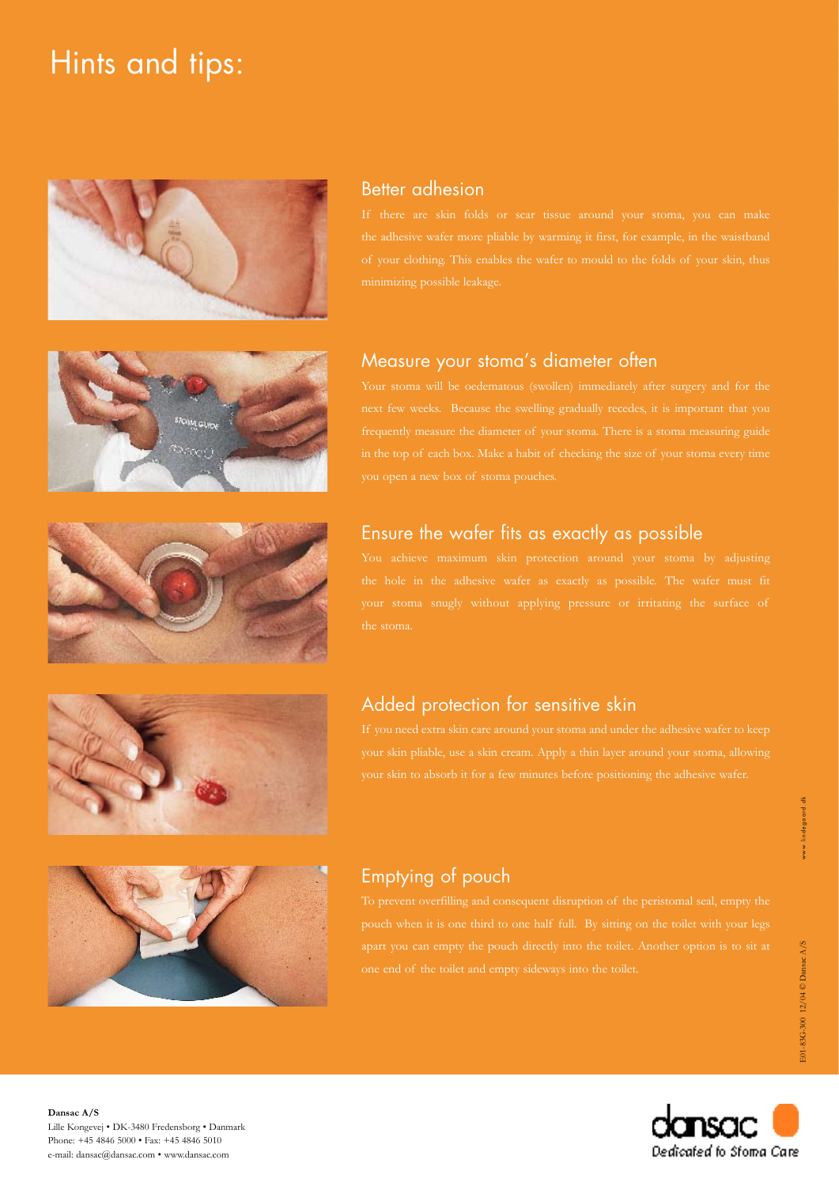# Hints and tips:

## Better adhesion

If there are skin folds or scar tissue around your stoma, you can make the adhesive wafer more pliable by warming it first, for example, in the waistband of your clothing. This enables the wafer to mould to the folds of your skin, thus minimizing possible leakage.

## Measure your stoma's diameter often

Your stoma will be oedematous (swollen) immediately after surgery and for the next few weeks. Because the swelling gradually recedes, it is important that you frequently measure the diameter of your stoma. There is a stoma measuring guide in the top of each box. Make a habit of checking the size of your stoma every time you open a new box of stoma pouches.

## Ensure the wafer fits as exactly as possible

You achieve maximum skin protection around your stoma by adjusting the hole in the adhesive wafer as exactly as possible. The wafer must fit your stoma snugly without applying pressure or irritating the surface of the stoma.

## Added protection for sensitive skin

If you need extra skin care around your stoma and under the adhesive wafer to keep your skin pliable, use a skin cream. Apply a thin layer around your stoma, allowing your skin to absorb it for a few minutes before positioning the adhesive wafer.

## Emptying of pouch

To prevent overfilling and consequent disruption of the peristomal seal, empty the pouch when it is one third to one half full. By sitting on the toilet with your legs apart you can empty the pouch directly into the toilet. Another option is to sit at one end of the toilet and empty sideways into the toilet.

www.lindegaard.dk

E01-83G-300 12/04 © Dansac A/S

**Dansac A/S**
Lille Kongevej • DK-3480 Fredensborg • Danmark
Phone: +45 4846 5000 • Fax: +45 4846 5010
e-mail: dansac@dansac.com • www.dansac.com

dansac
Dedicated to Stoma Care